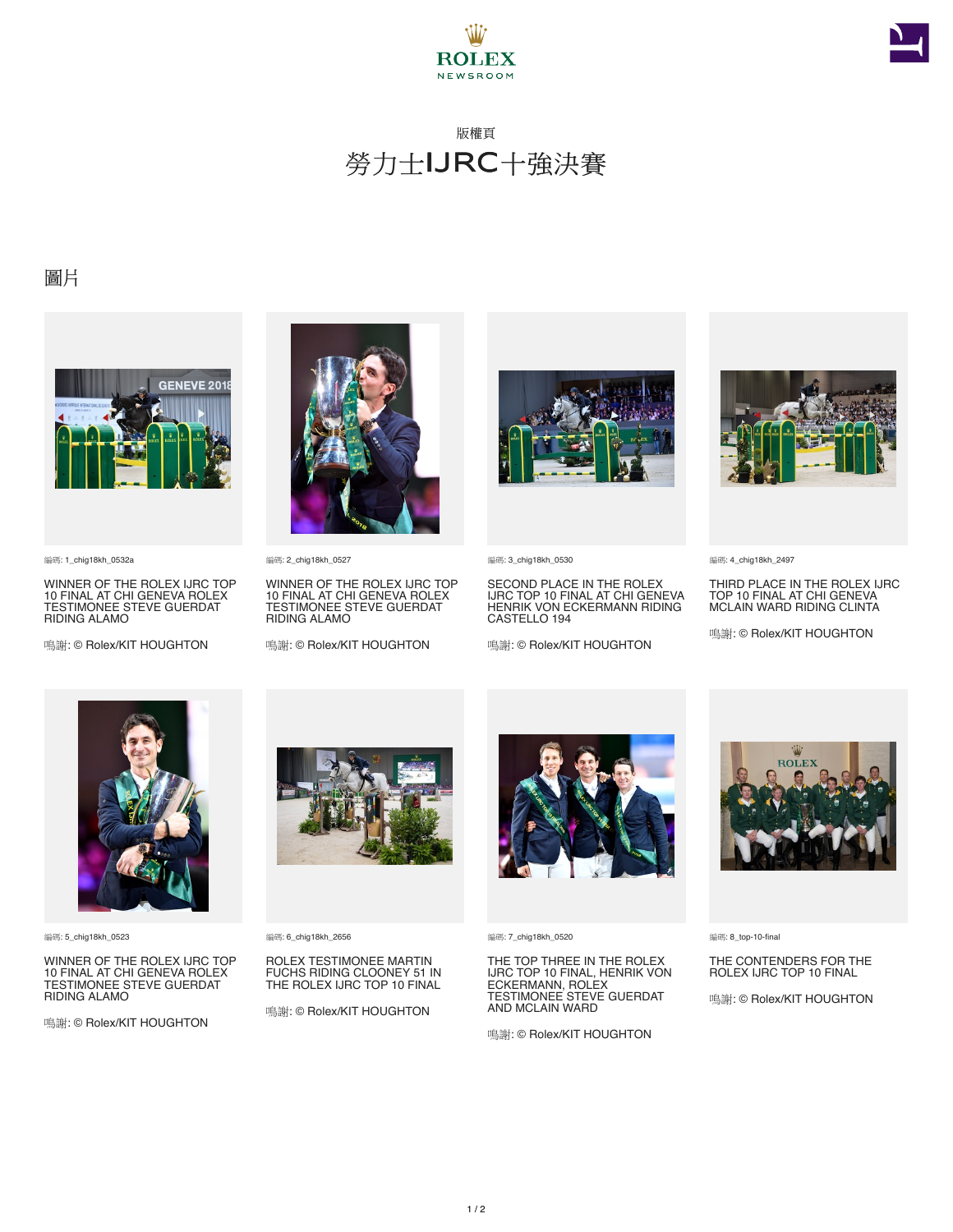ROLEX
NEWSROOM

版權頁

# 勞力士IJRC十強決賽

## 圖片

編碼: 1_chig18kh_0532a

WINNER OF THE ROLEX IJRC TOP 10 FINAL AT CHI GENEVA ROLEX TESTIMONEE STEVE GUERDAT RIDING ALAMO

鳴謝: © Rolex/KIT HOUGHTON

編碼: 2_chig18kh_0527

WINNER OF THE ROLEX IJRC TOP 10 FINAL AT CHI GENEVA ROLEX TESTIMONEE STEVE GUERDAT RIDING ALAMO

鳴謝: © Rolex/KIT HOUGHTON

編碼: 3_chig18kh_0530

SECOND PLACE IN THE ROLEX IJRC TOP 10 FINAL AT CHI GENEVA HENRIK VON ECKERMANN RIDING CASTELLO 194

鳴謝: © Rolex/KIT HOUGHTON

編碼: 4_chig18kh_2497

THIRD PLACE IN THE ROLEX IJRC TOP 10 FINAL AT CHI GENEVA MCLAIN WARD RIDING CLINTA

鳴謝: © Rolex/KIT HOUGHTON

編碼: 5_chig18kh_0523

WINNER OF THE ROLEX IJRC TOP 10 FINAL AT CHI GENEVA ROLEX TESTIMONEE STEVE GUERDAT RIDING ALAMO

鳴謝: © Rolex/KIT HOUGHTON

編碼: 6_chig18kh_2656

ROLEX TESTIMONEE MARTIN FUCHS RIDING CLOONEY 51 IN THE ROLEX IJRC TOP 10 FINAL

鳴謝: © Rolex/KIT HOUGHTON

編碼: 7_chig18kh_0520

THE TOP THREE IN THE ROLEX IJRC TOP 10 FINAL, HENRIK VON ECKERMANN, ROLEX TESTIMONEE STEVE GUERDAT AND MCLAIN WARD

鳴謝: © Rolex/KIT HOUGHTON

編碼: 8_top-10-final

THE CONTENDERS FOR THE ROLEX IJRC TOP 10 FINAL

鳴謝: © Rolex/KIT HOUGHTON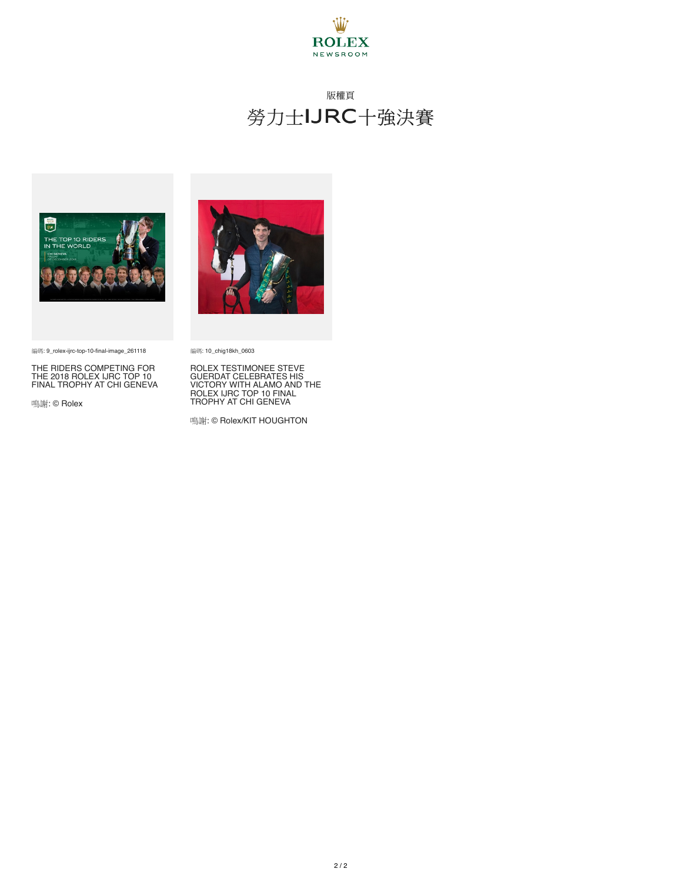版權頁

# 勞力士IJRC十強決賽

編碼: 9_rolex-ijrc-top-10-final-image_261118

THE RIDERS COMPETING FOR THE 2018 ROLEX IJRC TOP 10 FINAL TROPHY AT CHI GENEVA

鳴謝: © Rolex

編碼: 10_chig18kh_0603

ROLEX TESTIMONEE STEVE GUERDAT CELEBRATES HIS VICTORY WITH ALAMO AND THE ROLEX IJRC TOP 10 FINAL TROPHY AT CHI GENEVA

鳴謝: © Rolex/KIT HOUGHTON